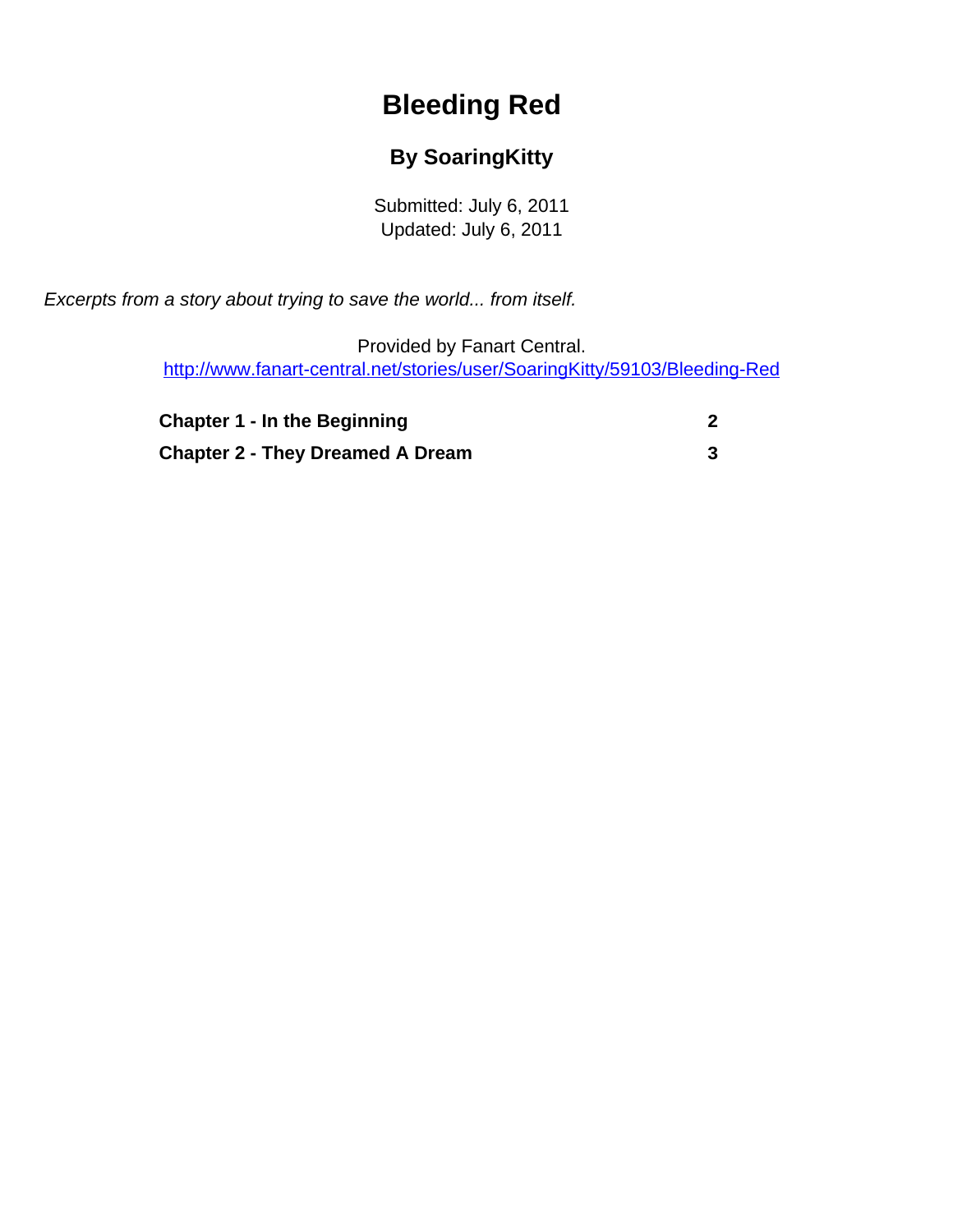# Bleeding Red

### By SoaringKitty

Submitted: July 6, 2011
Updated: July 6, 2011

*Excerpts from a story about trying to save the world... from itself.*

Provided by Fanart Central.
http://www.fanart-central.net/stories/user/SoaringKitty/59103/Bleeding-Red

| | |
|---|---|
| **Chapter 1 - In the Beginning** | **2** |
| **Chapter 2 - They Dreamed A Dream** | **3** |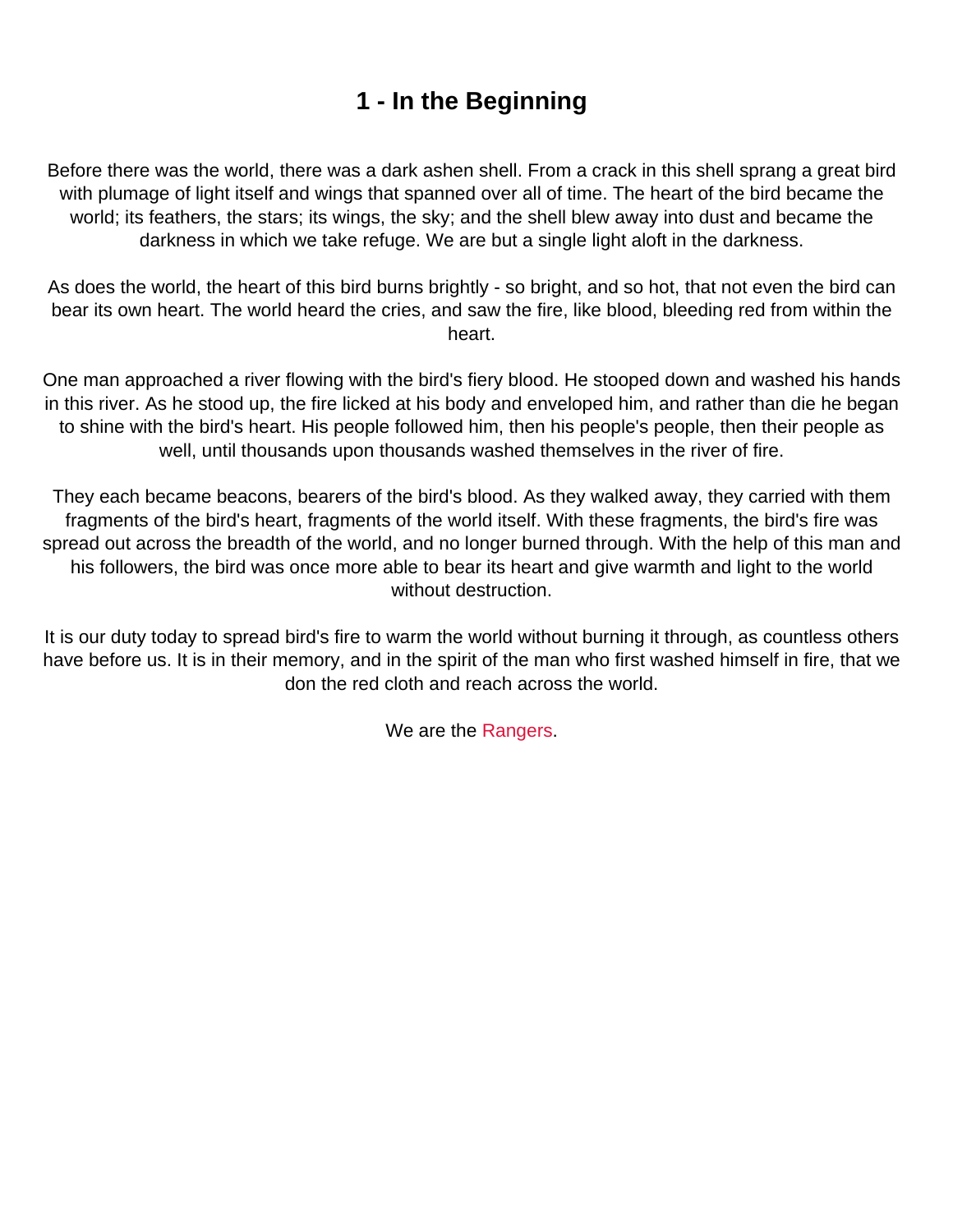# 1 - In the Beginning

Before there was the world, there was a dark ashen shell. From a crack in this shell sprang a great bird with plumage of light itself and wings that spanned over all of time. The heart of the bird became the world; its feathers, the stars; its wings, the sky; and the shell blew away into dust and became the darkness in which we take refuge. We are but a single light aloft in the darkness.

As does the world, the heart of this bird burns brightly - so bright, and so hot, that not even the bird can bear its own heart. The world heard the cries, and saw the fire, like blood, bleeding red from within the heart.

One man approached a river flowing with the bird's fiery blood. He stooped down and washed his hands in this river. As he stood up, the fire licked at his body and enveloped him, and rather than die he began to shine with the bird's heart. His people followed him, then his people's people, then their people as well, until thousands upon thousands washed themselves in the river of fire.

They each became beacons, bearers of the bird's blood. As they walked away, they carried with them fragments of the bird's heart, fragments of the world itself. With these fragments, the bird's fire was spread out across the breadth of the world, and no longer burned through. With the help of this man and his followers, the bird was once more able to bear its heart and give warmth and light to the world without destruction.

It is our duty today to spread bird's fire to warm the world without burning it through, as countless others have before us. It is in their memory, and in the spirit of the man who first washed himself in fire, that we don the red cloth and reach across the world.

We are the Rangers.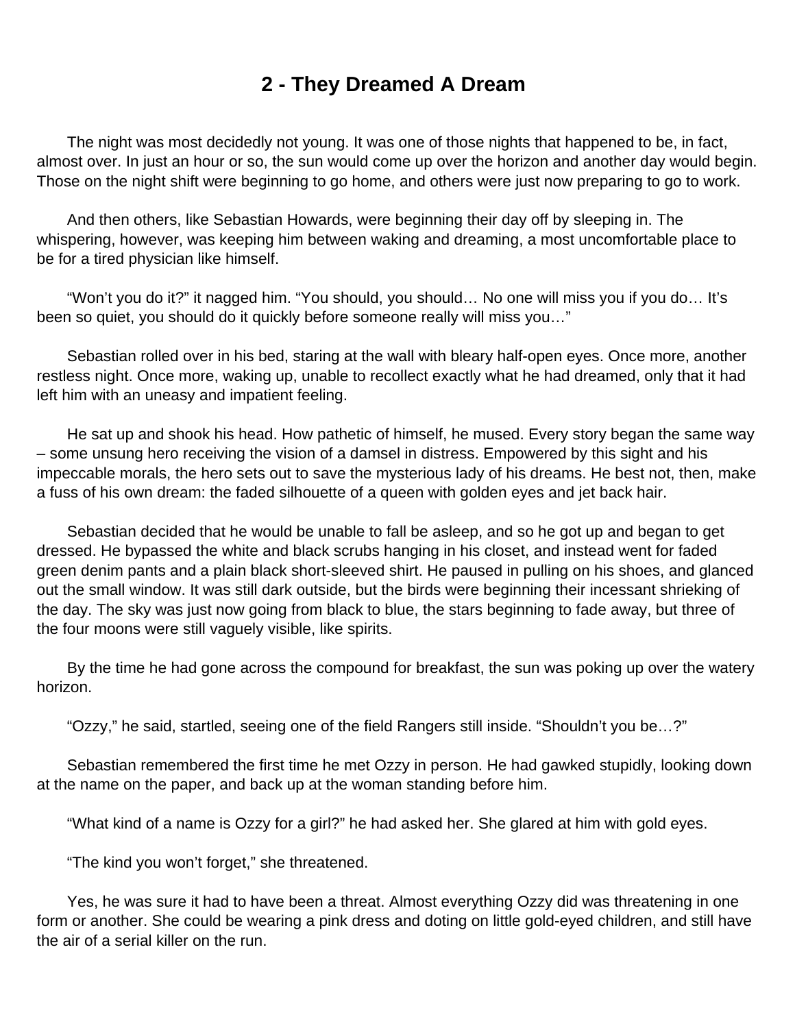# 2 - They Dreamed A Dream

The night was most decidedly not young. It was one of those nights that happened to be, in fact, almost over. In just an hour or so, the sun would come up over the horizon and another day would begin. Those on the night shift were beginning to go home, and others were just now preparing to go to work.

And then others, like Sebastian Howards, were beginning their day off by sleeping in. The whispering, however, was keeping him between waking and dreaming, a most uncomfortable place to be for a tired physician like himself.

"Won't you do it?" it nagged him. "You should, you should… No one will miss you if you do… It's been so quiet, you should do it quickly before someone really will miss you…"

Sebastian rolled over in his bed, staring at the wall with bleary half-open eyes. Once more, another restless night. Once more, waking up, unable to recollect exactly what he had dreamed, only that it had left him with an uneasy and impatient feeling.

He sat up and shook his head. How pathetic of himself, he mused. Every story began the same way – some unsung hero receiving the vision of a damsel in distress. Empowered by this sight and his impeccable morals, the hero sets out to save the mysterious lady of his dreams. He best not, then, make a fuss of his own dream: the faded silhouette of a queen with golden eyes and jet back hair.

Sebastian decided that he would be unable to fall be asleep, and so he got up and began to get dressed. He bypassed the white and black scrubs hanging in his closet, and instead went for faded green denim pants and a plain black short-sleeved shirt. He paused in pulling on his shoes, and glanced out the small window. It was still dark outside, but the birds were beginning their incessant shrieking of the day. The sky was just now going from black to blue, the stars beginning to fade away, but three of the four moons were still vaguely visible, like spirits.

By the time he had gone across the compound for breakfast, the sun was poking up over the watery horizon.

"Ozzy," he said, startled, seeing one of the field Rangers still inside. "Shouldn't you be…?"

Sebastian remembered the first time he met Ozzy in person. He had gawked stupidly, looking down at the name on the paper, and back up at the woman standing before him.

"What kind of a name is Ozzy for a girl?" he had asked her. She glared at him with gold eyes.

"The kind you won't forget," she threatened.

Yes, he was sure it had to have been a threat. Almost everything Ozzy did was threatening in one form or another. She could be wearing a pink dress and doting on little gold-eyed children, and still have the air of a serial killer on the run.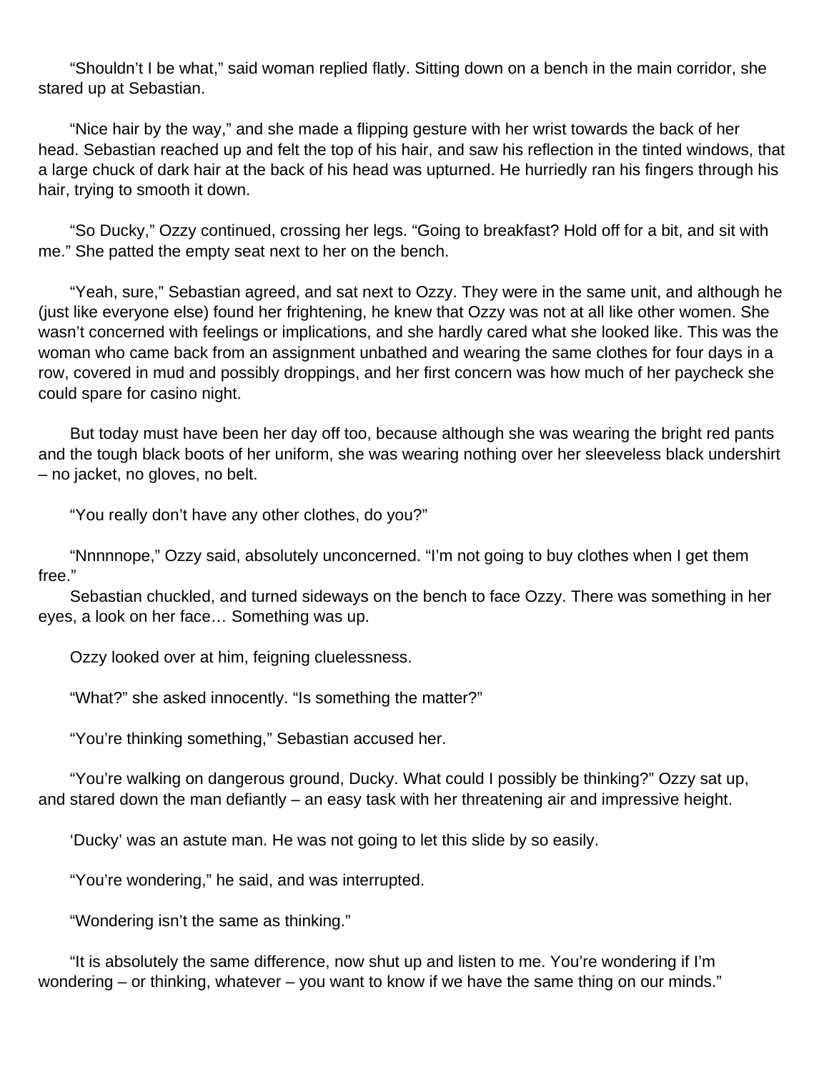"Shouldn't I be what," said woman replied flatly. Sitting down on a bench in the main corridor, she stared up at Sebastian.

"Nice hair by the way," and she made a flipping gesture with her wrist towards the back of her head. Sebastian reached up and felt the top of his hair, and saw his reflection in the tinted windows, that a large chuck of dark hair at the back of his head was upturned. He hurriedly ran his fingers through his hair, trying to smooth it down.

"So Ducky," Ozzy continued, crossing her legs. "Going to breakfast? Hold off for a bit, and sit with me." She patted the empty seat next to her on the bench.

"Yeah, sure," Sebastian agreed, and sat next to Ozzy. They were in the same unit, and although he (just like everyone else) found her frightening, he knew that Ozzy was not at all like other women. She wasn't concerned with feelings or implications, and she hardly cared what she looked like. This was the woman who came back from an assignment unbathed and wearing the same clothes for four days in a row, covered in mud and possibly droppings, and her first concern was how much of her paycheck she could spare for casino night.

But today must have been her day off too, because although she was wearing the bright red pants and the tough black boots of her uniform, she was wearing nothing over her sleeveless black undershirt – no jacket, no gloves, no belt.

"You really don't have any other clothes, do you?"

"Nnnnnope," Ozzy said, absolutely unconcerned. "I'm not going to buy clothes when I get them free."

Sebastian chuckled, and turned sideways on the bench to face Ozzy. There was something in her eyes, a look on her face… Something was up.

Ozzy looked over at him, feigning cluelessness.

"What?" she asked innocently. "Is something the matter?"

"You're thinking something," Sebastian accused her.

"You're walking on dangerous ground, Ducky. What could I possibly be thinking?" Ozzy sat up, and stared down the man defiantly – an easy task with her threatening air and impressive height.

'Ducky' was an astute man. He was not going to let this slide by so easily.

"You're wondering," he said, and was interrupted.

"Wondering isn't the same as thinking."

"It is absolutely the same difference, now shut up and listen to me. You're wondering if I'm wondering – or thinking, whatever – you want to know if we have the same thing on our minds."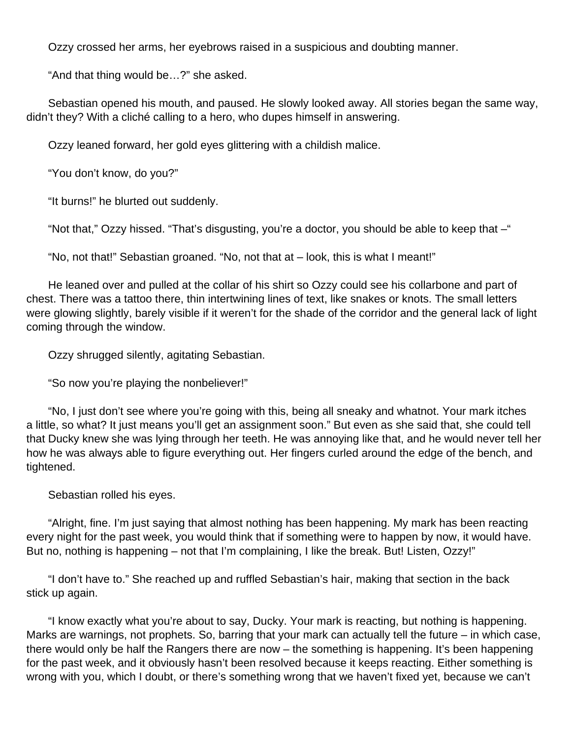Ozzy crossed her arms, her eyebrows raised in a suspicious and doubting manner.

"And that thing would be…?" she asked.

Sebastian opened his mouth, and paused. He slowly looked away. All stories began the same way, didn't they? With a cliché calling to a hero, who dupes himself in answering.

Ozzy leaned forward, her gold eyes glittering with a childish malice.

"You don't know, do you?"

"It burns!" he blurted out suddenly.

"Not that," Ozzy hissed. "That's disgusting, you're a doctor, you should be able to keep that –"

"No, not that!" Sebastian groaned. "No, not that at – look, this is what I meant!"

He leaned over and pulled at the collar of his shirt so Ozzy could see his collarbone and part of chest. There was a tattoo there, thin intertwining lines of text, like snakes or knots. The small letters were glowing slightly, barely visible if it weren't for the shade of the corridor and the general lack of light coming through the window.

Ozzy shrugged silently, agitating Sebastian.

"So now you're playing the nonbeliever!"

"No, I just don't see where you're going with this, being all sneaky and whatnot. Your mark itches a little, so what? It just means you'll get an assignment soon." But even as she said that, she could tell that Ducky knew she was lying through her teeth. He was annoying like that, and he would never tell her how he was always able to figure everything out. Her fingers curled around the edge of the bench, and tightened.

Sebastian rolled his eyes.

"Alright, fine. I'm just saying that almost nothing has been happening. My mark has been reacting every night for the past week, you would think that if something were to happen by now, it would have. But no, nothing is happening – not that I'm complaining, I like the break. But! Listen, Ozzy!"

"I don't have to." She reached up and ruffled Sebastian's hair, making that section in the back stick up again.

"I know exactly what you're about to say, Ducky. Your mark is reacting, but nothing is happening. Marks are warnings, not prophets. So, barring that your mark can actually tell the future – in which case, there would only be half the Rangers there are now – the something is happening. It's been happening for the past week, and it obviously hasn't been resolved because it keeps reacting. Either something is wrong with you, which I doubt, or there's something wrong that we haven't fixed yet, because we can't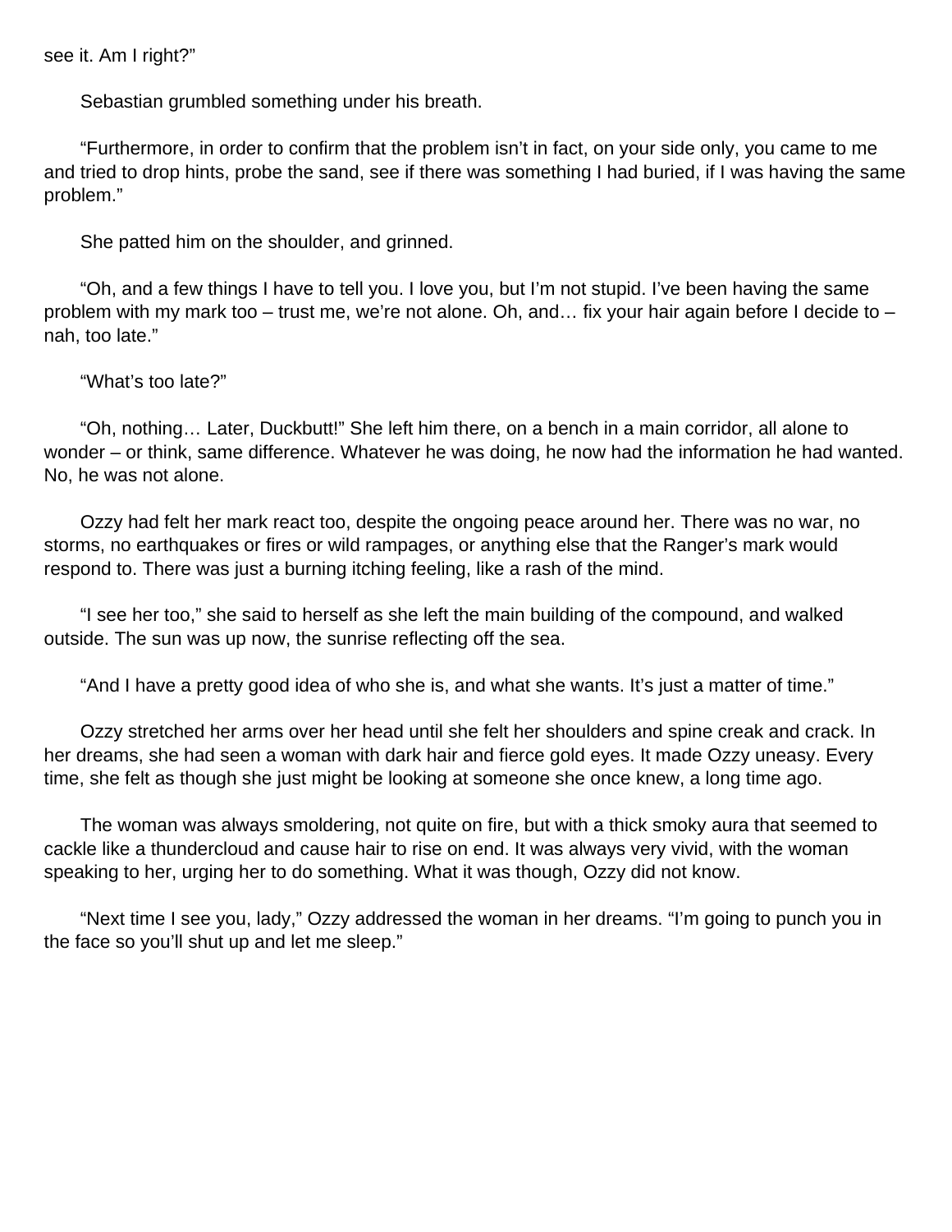see it. Am I right?"

Sebastian grumbled something under his breath.

"Furthermore, in order to confirm that the problem isn't in fact, on your side only, you came to me and tried to drop hints, probe the sand, see if there was something I had buried, if I was having the same problem."

She patted him on the shoulder, and grinned.

"Oh, and a few things I have to tell you. I love you, but I'm not stupid. I've been having the same problem with my mark too – trust me, we're not alone. Oh, and… fix your hair again before I decide to – nah, too late."

"What's too late?"

"Oh, nothing… Later, Duckbutt!" She left him there, on a bench in a main corridor, all alone to wonder – or think, same difference. Whatever he was doing, he now had the information he had wanted. No, he was not alone.

Ozzy had felt her mark react too, despite the ongoing peace around her. There was no war, no storms, no earthquakes or fires or wild rampages, or anything else that the Ranger's mark would respond to. There was just a burning itching feeling, like a rash of the mind.

"I see her too," she said to herself as she left the main building of the compound, and walked outside. The sun was up now, the sunrise reflecting off the sea.

"And I have a pretty good idea of who she is, and what she wants. It's just a matter of time."

Ozzy stretched her arms over her head until she felt her shoulders and spine creak and crack. In her dreams, she had seen a woman with dark hair and fierce gold eyes. It made Ozzy uneasy. Every time, she felt as though she just might be looking at someone she once knew, a long time ago.

The woman was always smoldering, not quite on fire, but with a thick smoky aura that seemed to cackle like a thundercloud and cause hair to rise on end. It was always very vivid, with the woman speaking to her, urging her to do something. What it was though, Ozzy did not know.

"Next time I see you, lady," Ozzy addressed the woman in her dreams. "I'm going to punch you in the face so you'll shut up and let me sleep."